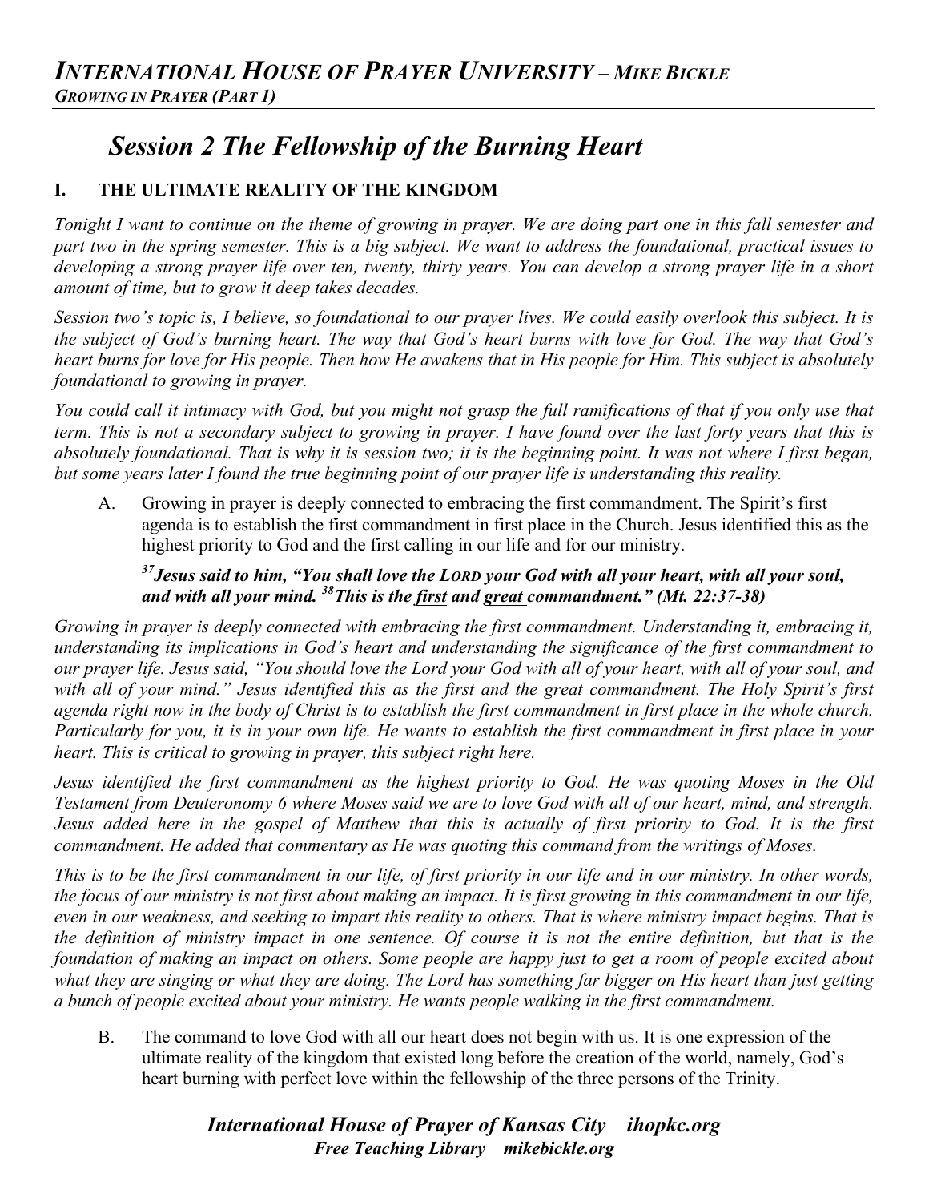# Session 2 The Fellowship of the Burning Heart

## I. THE ULTIMATE REALITY OF THE KINGDOM

*Tonight I want to continue on the theme of growing in prayer. We are doing part one in this fall semester and part two in the spring semester. This is a big subject. We want to address the foundational, practical issues to developing a strong prayer life over ten, twenty, thirty years. You can develop a strong prayer life in a short amount of time, but to grow it deep takes decades.*

*Session two's topic is, I believe, so foundational to our prayer lives. We could easily overlook this subject. It is the subject of God's burning heart. The way that God's heart burns with love for God. The way that God's heart burns for love for His people. Then how He awakens that in His people for Him. This subject is absolutely foundational to growing in prayer.*

*You could call it intimacy with God, but you might not grasp the full ramifications of that if you only use that term. This is not a secondary subject to growing in prayer. I have found over the last forty years that this is absolutely foundational. That is why it is session two; it is the beginning point. It was not where I first began, but some years later I found the true beginning point of our prayer life is understanding this reality.*

A. Growing in prayer is deeply connected to embracing the first commandment. The Spirit's first agenda is to establish the first commandment in first place in the Church. Jesus identified this as the highest priority to God and the first calling in our life and for our ministry.

> ***[37]Jesus said to him, "You shall love the LORD your God with all your heart, with all your soul, and with all your mind. [38]This is the <u>first</u> and <u>great</u> commandment." (Mt. 22:37-38)***

*Growing in prayer is deeply connected with embracing the first commandment. Understanding it, embracing it, understanding its implications in God's heart and understanding the significance of the first commandment to our prayer life. Jesus said, "You should love the Lord your God with all of your heart, with all of your soul, and with all of your mind." Jesus identified this as the first and the great commandment. The Holy Spirit's first agenda right now in the body of Christ is to establish the first commandment in first place in the whole church. Particularly for you, it is in your own life. He wants to establish the first commandment in first place in your heart. This is critical to growing in prayer, this subject right here.*

*Jesus identified the first commandment as the highest priority to God. He was quoting Moses in the Old Testament from Deuteronomy 6 where Moses said we are to love God with all of our heart, mind, and strength. Jesus added here in the gospel of Matthew that this is actually of first priority to God. It is the first commandment. He added that commentary as He was quoting this command from the writings of Moses.*

*This is to be the first commandment in our life, of first priority in our life and in our ministry. In other words, the focus of our ministry is not first about making an impact. It is first growing in this commandment in our life, even in our weakness, and seeking to impart this reality to others. That is where ministry impact begins. That is the definition of ministry impact in one sentence. Of course it is not the entire definition, but that is the foundation of making an impact on others. Some people are happy just to get a room of people excited about what they are singing or what they are doing. The Lord has something far bigger on His heart than just getting a bunch of people excited about your ministry. He wants people walking in the first commandment.*

B. The command to love God with all our heart does not begin with us. It is one expression of the ultimate reality of the kingdom that existed long before the creation of the world, namely, God's heart burning with perfect love within the fellowship of the three persons of the Trinity.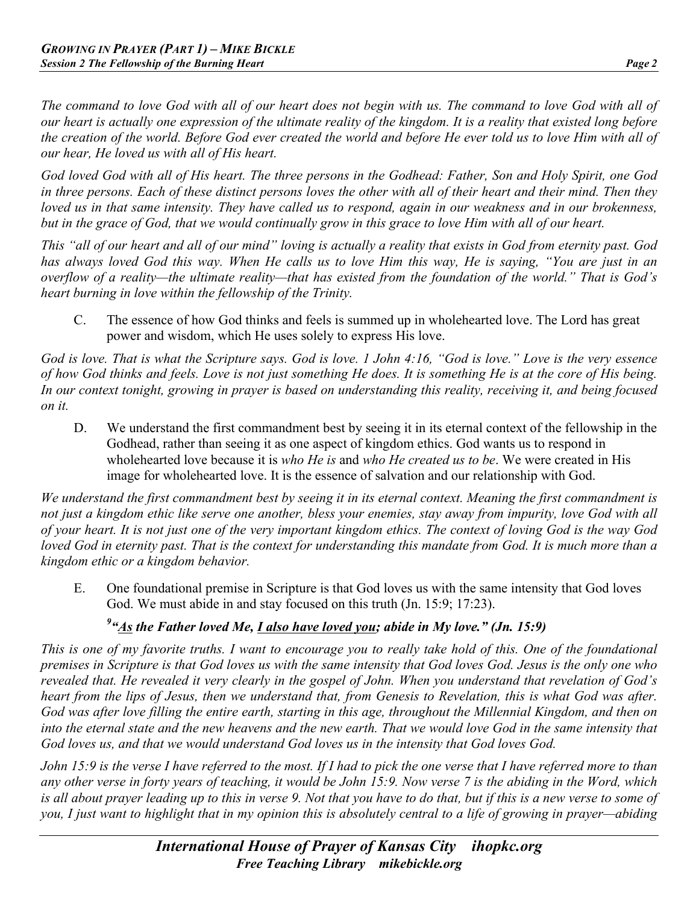*The command to love God with all of our heart does not begin with us. The command to love God with all of our heart is actually one expression of the ultimate reality of the kingdom. It is a reality that existed long before the creation of the world. Before God ever created the world and before He ever told us to love Him with all of our hear, He loved us with all of His heart.*

*God loved God with all of His heart. The three persons in the Godhead: Father, Son and Holy Spirit, one God in three persons. Each of these distinct persons loves the other with all of their heart and their mind. Then they loved us in that same intensity. They have called us to respond, again in our weakness and in our brokenness, but in the grace of God, that we would continually grow in this grace to love Him with all of our heart.*

*This "all of our heart and all of our mind" loving is actually a reality that exists in God from eternity past. God has always loved God this way. When He calls us to love Him this way, He is saying, "You are just in an overflow of a reality—the ultimate reality—that has existed from the foundation of the world." That is God's heart burning in love within the fellowship of the Trinity.*

C. The essence of how God thinks and feels is summed up in wholehearted love. The Lord has great power and wisdom, which He uses solely to express His love.

*God is love. That is what the Scripture says. God is love. 1 John 4:16, "God is love." Love is the very essence of how God thinks and feels. Love is not just something He does. It is something He is at the core of His being. In our context tonight, growing in prayer is based on understanding this reality, receiving it, and being focused on it.*

D. We understand the first commandment best by seeing it in its eternal context of the fellowship in the Godhead, rather than seeing it as one aspect of kingdom ethics. God wants us to respond in wholehearted love because it is *who He is* and *who He created us to be*. We were created in His image for wholehearted love. It is the essence of salvation and our relationship with God.

*We understand the first commandment best by seeing it in its eternal context. Meaning the first commandment is not just a kingdom ethic like serve one another, bless your enemies, stay away from impurity, love God with all of your heart. It is not just one of the very important kingdom ethics. The context of loving God is the way God loved God in eternity past. That is the context for understanding this mandate from God. It is much more than a kingdom ethic or a kingdom behavior.*

E. One foundational premise in Scripture is that God loves us with the same intensity that God loves God. We must abide in and stay focused on this truth (Jn. 15:9; 17:23).

***[9] "As the Father loved Me, I also have loved you; abide in My love." (Jn. 15:9)***

*This is one of my favorite truths. I want to encourage you to really take hold of this. One of the foundational premises in Scripture is that God loves us with the same intensity that God loves God. Jesus is the only one who revealed that. He revealed it very clearly in the gospel of John. When you understand that revelation of God's heart from the lips of Jesus, then we understand that, from Genesis to Revelation, this is what God was after. God was after love filling the entire earth, starting in this age, throughout the Millennial Kingdom, and then on into the eternal state and the new heavens and the new earth. That we would love God in the same intensity that God loves us, and that we would understand God loves us in the intensity that God loves God.*

*John 15:9 is the verse I have referred to the most. If I had to pick the one verse that I have referred more to than any other verse in forty years of teaching, it would be John 15:9. Now verse 7 is the abiding in the Word, which is all about prayer leading up to this in verse 9. Not that you have to do that, but if this is a new verse to some of you, I just want to highlight that in my opinion this is absolutely central to a life of growing in prayer—abiding*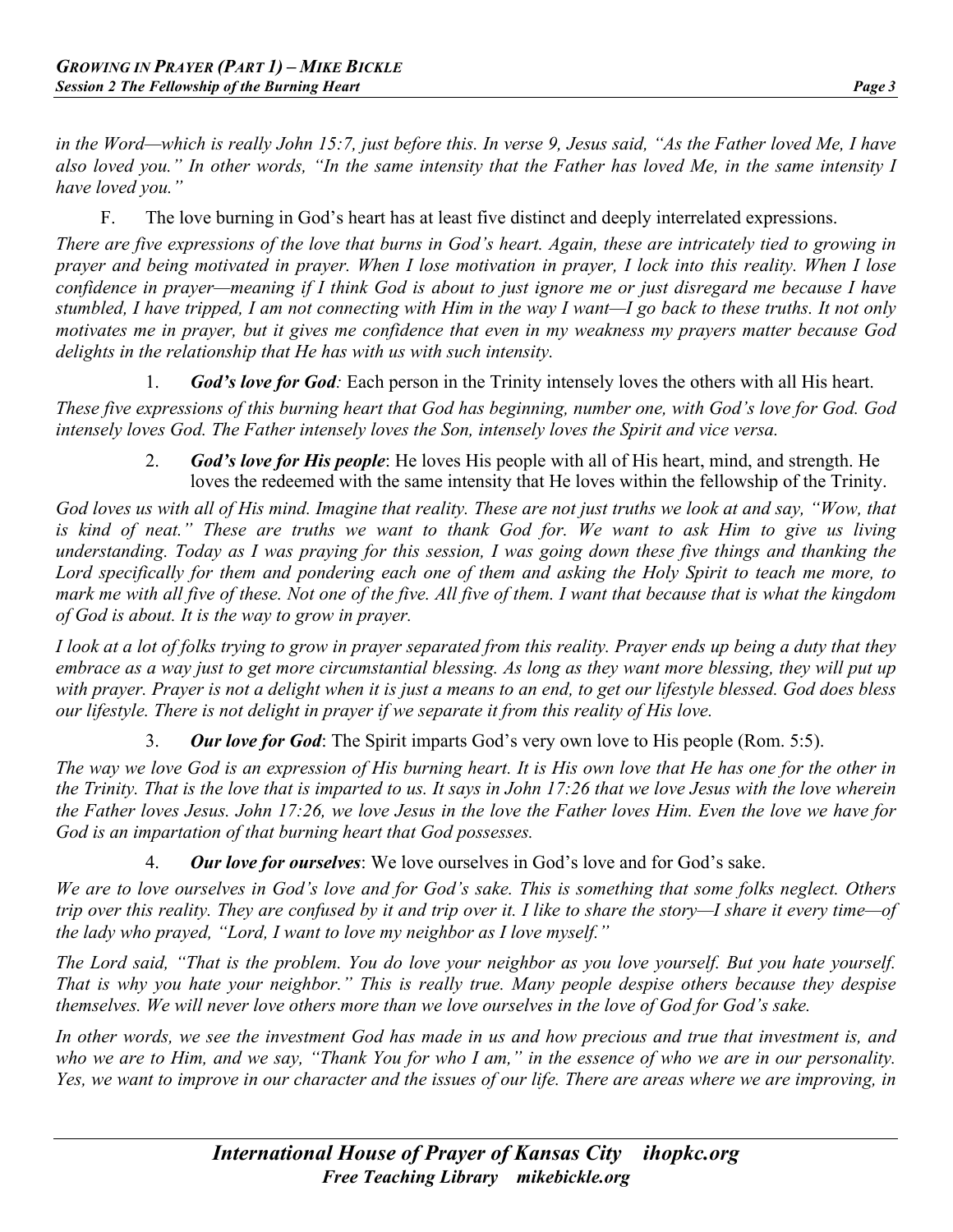*in the Word—which is really John 15:7, just before this. In verse 9, Jesus said, "As the Father loved Me, I have also loved you." In other words, "In the same intensity that the Father has loved Me, in the same intensity I have loved you."*

F. The love burning in God's heart has at least five distinct and deeply interrelated expressions.

*There are five expressions of the love that burns in God's heart. Again, these are intricately tied to growing in prayer and being motivated in prayer. When I lose motivation in prayer, I lock into this reality. When I lose confidence in prayer—meaning if I think God is about to just ignore me or just disregard me because I have stumbled, I have tripped, I am not connecting with Him in the way I want—I go back to these truths. It not only motivates me in prayer, but it gives me confidence that even in my weakness my prayers matter because God delights in the relationship that He has with us with such intensity.*

1. ***God's love for God:*** Each person in the Trinity intensely loves the others with all His heart.

*These five expressions of this burning heart that God has beginning, number one, with God's love for God. God intensely loves God. The Father intensely loves the Son, intensely loves the Spirit and vice versa.*

2. ***God's love for His people***: He loves His people with all of His heart, mind, and strength. He loves the redeemed with the same intensity that He loves within the fellowship of the Trinity.

*God loves us with all of His mind. Imagine that reality. These are not just truths we look at and say, "Wow, that is kind of neat." These are truths we want to thank God for. We want to ask Him to give us living understanding. Today as I was praying for this session, I was going down these five things and thanking the Lord specifically for them and pondering each one of them and asking the Holy Spirit to teach me more, to mark me with all five of these. Not one of the five. All five of them. I want that because that is what the kingdom of God is about. It is the way to grow in prayer.*

*I look at a lot of folks trying to grow in prayer separated from this reality. Prayer ends up being a duty that they embrace as a way just to get more circumstantial blessing. As long as they want more blessing, they will put up with prayer. Prayer is not a delight when it is just a means to an end, to get our lifestyle blessed. God does bless our lifestyle. There is not delight in prayer if we separate it from this reality of His love.*

3. ***Our love for God***: The Spirit imparts God's very own love to His people (Rom. 5:5).

*The way we love God is an expression of His burning heart. It is His own love that He has one for the other in the Trinity. That is the love that is imparted to us. It says in John 17:26 that we love Jesus with the love wherein the Father loves Jesus. John 17:26, we love Jesus in the love the Father loves Him. Even the love we have for God is an impartation of that burning heart that God possesses.*

4. ***Our love for ourselves***: We love ourselves in God's love and for God's sake.

*We are to love ourselves in God's love and for God's sake. This is something that some folks neglect. Others trip over this reality. They are confused by it and trip over it. I like to share the story—I share it every time—of the lady who prayed, "Lord, I want to love my neighbor as I love myself."*

*The Lord said, "That is the problem. You do love your neighbor as you love yourself. But you hate yourself. That is why you hate your neighbor." This is really true. Many people despise others because they despise themselves. We will never love others more than we love ourselves in the love of God for God's sake.*

*In other words, we see the investment God has made in us and how precious and true that investment is, and who we are to Him, and we say, "Thank You for who I am," in the essence of who we are in our personality. Yes, we want to improve in our character and the issues of our life. There are areas where we are improving, in*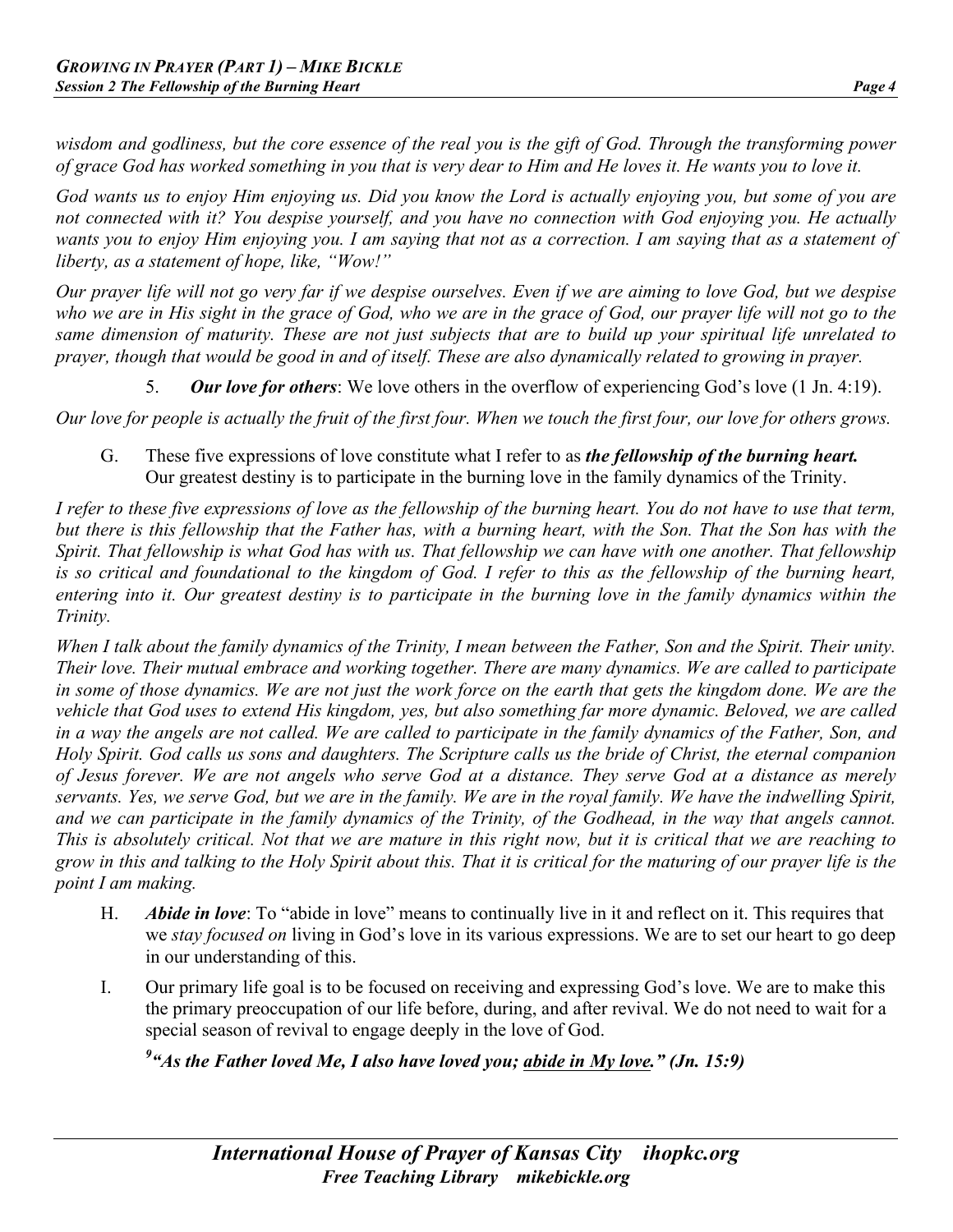*wisdom and godliness, but the core essence of the real you is the gift of God. Through the transforming power of grace God has worked something in you that is very dear to Him and He loves it. He wants you to love it.*

*God wants us to enjoy Him enjoying us. Did you know the Lord is actually enjoying you, but some of you are not connected with it? You despise yourself, and you have no connection with God enjoying you. He actually wants you to enjoy Him enjoying you. I am saying that not as a correction. I am saying that as a statement of liberty, as a statement of hope, like, "Wow!"*

*Our prayer life will not go very far if we despise ourselves. Even if we are aiming to love God, but we despise who we are in His sight in the grace of God, who we are in the grace of God, our prayer life will not go to the same dimension of maturity. These are not just subjects that are to build up your spiritual life unrelated to prayer, though that would be good in and of itself. These are also dynamically related to growing in prayer.*

5. ***Our love for others***: We love others in the overflow of experiencing God's love (1 Jn. 4:19).

*Our love for people is actually the fruit of the first four. When we touch the first four, our love for others grows.*

G. These five expressions of love constitute what I refer to as ***the fellowship of the burning heart.*** Our greatest destiny is to participate in the burning love in the family dynamics of the Trinity.

*I refer to these five expressions of love as the fellowship of the burning heart. You do not have to use that term, but there is this fellowship that the Father has, with a burning heart, with the Son. That the Son has with the Spirit. That fellowship is what God has with us. That fellowship we can have with one another. That fellowship is so critical and foundational to the kingdom of God. I refer to this as the fellowship of the burning heart, entering into it. Our greatest destiny is to participate in the burning love in the family dynamics within the Trinity.*

*When I talk about the family dynamics of the Trinity, I mean between the Father, Son and the Spirit. Their unity. Their love. Their mutual embrace and working together. There are many dynamics. We are called to participate in some of those dynamics. We are not just the work force on the earth that gets the kingdom done. We are the vehicle that God uses to extend His kingdom, yes, but also something far more dynamic. Beloved, we are called in a way the angels are not called. We are called to participate in the family dynamics of the Father, Son, and Holy Spirit. God calls us sons and daughters. The Scripture calls us the bride of Christ, the eternal companion of Jesus forever. We are not angels who serve God at a distance. They serve God at a distance as merely servants. Yes, we serve God, but we are in the family. We are in the royal family. We have the indwelling Spirit, and we can participate in the family dynamics of the Trinity, of the Godhead, in the way that angels cannot. This is absolutely critical. Not that we are mature in this right now, but it is critical that we are reaching to grow in this and talking to the Holy Spirit about this. That it is critical for the maturing of our prayer life is the point I am making.*

H. ***Abide in love***: To "abide in love" means to continually live in it and reflect on it. This requires that we *stay focused on* living in God's love in its various expressions. We are to set our heart to go deep in our understanding of this.

I. Our primary life goal is to be focused on receiving and expressing God's love. We are to make this the primary preoccupation of our life before, during, and after revival. We do not need to wait for a special season of revival to engage deeply in the love of God.

***[9]"As the Father loved Me, I also have loved you; <u>abide in My love</u>." (Jn. 15:9)***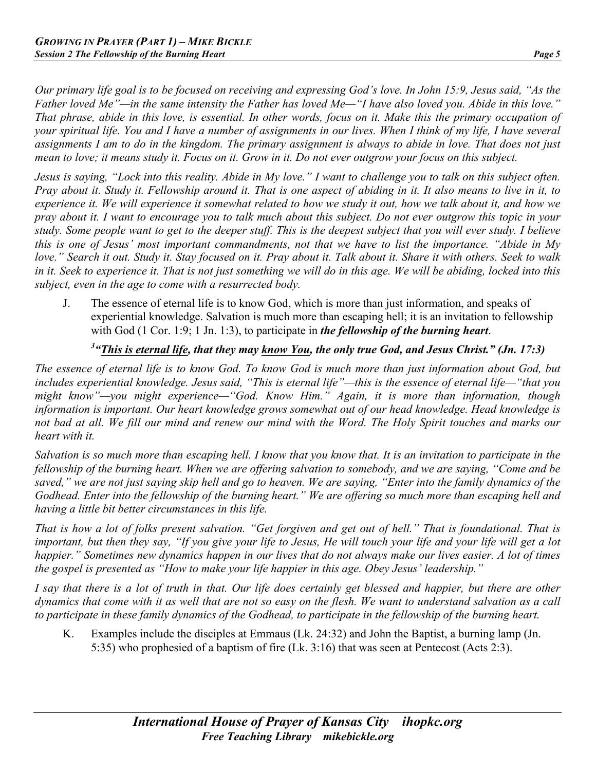*Our primary life goal is to be focused on receiving and expressing God's love. In John 15:9, Jesus said, "As the Father loved Me"—in the same intensity the Father has loved Me—"I have also loved you. Abide in this love." That phrase, abide in this love, is essential. In other words, focus on it. Make this the primary occupation of your spiritual life. You and I have a number of assignments in our lives. When I think of my life, I have several assignments I am to do in the kingdom. The primary assignment is always to abide in love. That does not just mean to love; it means study it. Focus on it. Grow in it. Do not ever outgrow your focus on this subject.*

*Jesus is saying, "Lock into this reality. Abide in My love." I want to challenge you to talk on this subject often. Pray about it. Study it. Fellowship around it. That is one aspect of abiding in it. It also means to live in it, to experience it. We will experience it somewhat related to how we study it out, how we talk about it, and how we pray about it. I want to encourage you to talk much about this subject. Do not ever outgrow this topic in your study. Some people want to get to the deeper stuff. This is the deepest subject that you will ever study. I believe this is one of Jesus' most important commandments, not that we have to list the importance. "Abide in My love." Search it out. Study it. Stay focused on it. Pray about it. Talk about it. Share it with others. Seek to walk in it. Seek to experience it. That is not just something we will do in this age. We will be abiding, locked into this subject, even in the age to come with a resurrected body.*

J. The essence of eternal life is to know God, which is more than just information, and speaks of experiential knowledge. Salvation is much more than escaping hell; it is an invitation to fellowship with God (1 Cor. 1:9; 1 Jn. 1:3), to participate in ***the fellowship of the burning heart***.

***[3]"<u>This is eternal life</u>, that they may <u>know You</u>, the only true God, and Jesus Christ." (Jn. 17:3)***

*The essence of eternal life is to know God. To know God is much more than just information about God, but includes experiential knowledge. Jesus said, "This is eternal life"—this is the essence of eternal life—"that you might know"—you might experience—"God. Know Him." Again, it is more than information, though information is important. Our heart knowledge grows somewhat out of our head knowledge. Head knowledge is not bad at all. We fill our mind and renew our mind with the Word. The Holy Spirit touches and marks our heart with it.*

*Salvation is so much more than escaping hell. I know that you know that. It is an invitation to participate in the fellowship of the burning heart. When we are offering salvation to somebody, and we are saying, "Come and be saved," we are not just saying skip hell and go to heaven. We are saying, "Enter into the family dynamics of the Godhead. Enter into the fellowship of the burning heart." We are offering so much more than escaping hell and having a little bit better circumstances in this life.*

*That is how a lot of folks present salvation. "Get forgiven and get out of hell." That is foundational. That is important, but then they say, "If you give your life to Jesus, He will touch your life and your life will get a lot happier." Sometimes new dynamics happen in our lives that do not always make our lives easier. A lot of times the gospel is presented as "How to make your life happier in this age. Obey Jesus' leadership."*

*I say that there is a lot of truth in that. Our life does certainly get blessed and happier, but there are other dynamics that come with it as well that are not so easy on the flesh. We want to understand salvation as a call to participate in these family dynamics of the Godhead, to participate in the fellowship of the burning heart.*

K. Examples include the disciples at Emmaus (Lk. 24:32) and John the Baptist, a burning lamp (Jn. 5:35) who prophesied of a baptism of fire (Lk. 3:16) that was seen at Pentecost (Acts 2:3).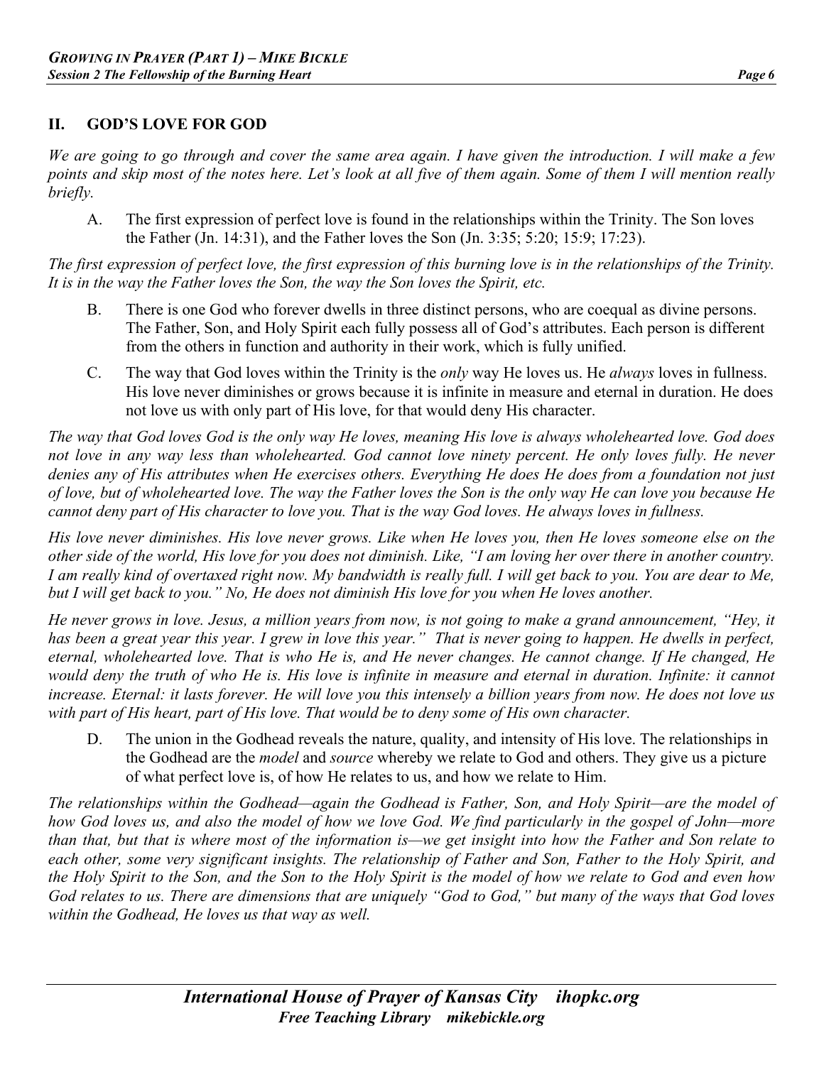## II. GOD'S LOVE FOR GOD

*We are going to go through and cover the same area again. I have given the introduction. I will make a few points and skip most of the notes here. Let's look at all five of them again. Some of them I will mention really briefly.*

A. The first expression of perfect love is found in the relationships within the Trinity. The Son loves the Father (Jn. 14:31), and the Father loves the Son (Jn. 3:35; 5:20; 15:9; 17:23).

*The first expression of perfect love, the first expression of this burning love is in the relationships of the Trinity. It is in the way the Father loves the Son, the way the Son loves the Spirit, etc.*

B. There is one God who forever dwells in three distinct persons, who are coequal as divine persons. The Father, Son, and Holy Spirit each fully possess all of God's attributes. Each person is different from the others in function and authority in their work, which is fully unified.

C. The way that God loves within the Trinity is the *only* way He loves us. He *always* loves in fullness. His love never diminishes or grows because it is infinite in measure and eternal in duration. He does not love us with only part of His love, for that would deny His character.

*The way that God loves God is the only way He loves, meaning His love is always wholehearted love. God does not love in any way less than wholehearted. God cannot love ninety percent. He only loves fully. He never denies any of His attributes when He exercises others. Everything He does He does from a foundation not just of love, but of wholehearted love. The way the Father loves the Son is the only way He can love you because He cannot deny part of His character to love you. That is the way God loves. He always loves in fullness.*

*His love never diminishes. His love never grows. Like when He loves you, then He loves someone else on the other side of the world, His love for you does not diminish. Like, "I am loving her over there in another country. I am really kind of overtaxed right now. My bandwidth is really full. I will get back to you. You are dear to Me, but I will get back to you." No, He does not diminish His love for you when He loves another.*

*He never grows in love. Jesus, a million years from now, is not going to make a grand announcement, "Hey, it has been a great year this year. I grew in love this year." That is never going to happen. He dwells in perfect, eternal, wholehearted love. That is who He is, and He never changes. He cannot change. If He changed, He would deny the truth of who He is. His love is infinite in measure and eternal in duration. Infinite: it cannot increase. Eternal: it lasts forever. He will love you this intensely a billion years from now. He does not love us with part of His heart, part of His love. That would be to deny some of His own character.*

D. The union in the Godhead reveals the nature, quality, and intensity of His love. The relationships in the Godhead are the *model* and *source* whereby we relate to God and others. They give us a picture of what perfect love is, of how He relates to us, and how we relate to Him.

*The relationships within the Godhead—again the Godhead is Father, Son, and Holy Spirit—are the model of how God loves us, and also the model of how we love God. We find particularly in the gospel of John—more than that, but that is where most of the information is—we get insight into how the Father and Son relate to each other, some very significant insights. The relationship of Father and Son, Father to the Holy Spirit, and the Holy Spirit to the Son, and the Son to the Holy Spirit is the model of how we relate to God and even how God relates to us. There are dimensions that are uniquely "God to God," but many of the ways that God loves within the Godhead, He loves us that way as well.*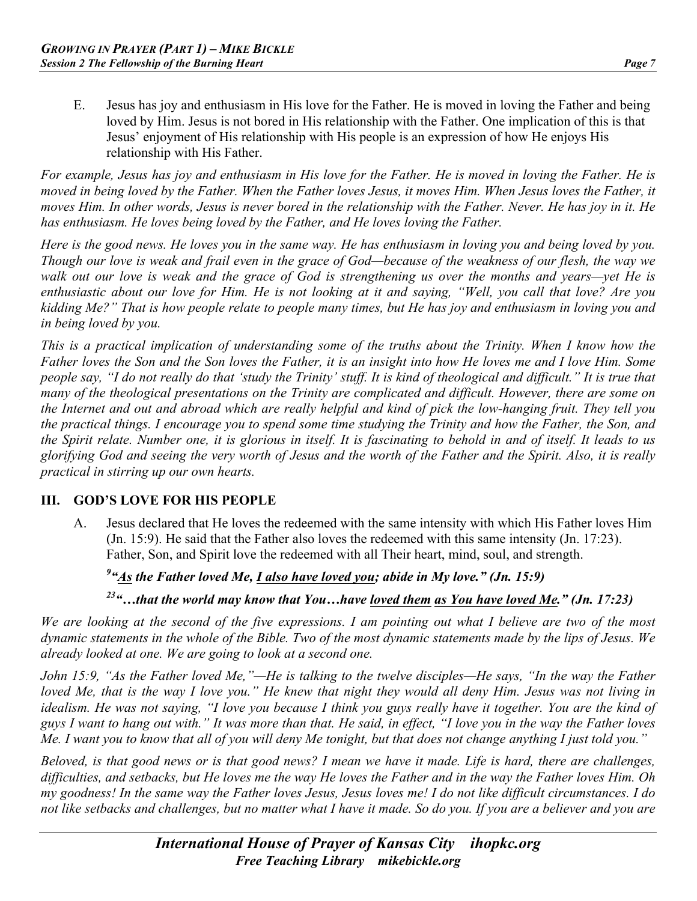E. Jesus has joy and enthusiasm in His love for the Father. He is moved in loving the Father and being loved by Him. Jesus is not bored in His relationship with the Father. One implication of this is that Jesus' enjoyment of His relationship with His people is an expression of how He enjoys His relationship with His Father.

*For example, Jesus has joy and enthusiasm in His love for the Father. He is moved in loving the Father. He is moved in being loved by the Father. When the Father loves Jesus, it moves Him. When Jesus loves the Father, it moves Him. In other words, Jesus is never bored in the relationship with the Father. Never. He has joy in it. He has enthusiasm. He loves being loved by the Father, and He loves loving the Father.*

*Here is the good news. He loves you in the same way. He has enthusiasm in loving you and being loved by you. Though our love is weak and frail even in the grace of God—because of the weakness of our flesh, the way we walk out our love is weak and the grace of God is strengthening us over the months and years—yet He is enthusiastic about our love for Him. He is not looking at it and saying, "Well, you call that love? Are you kidding Me?" That is how people relate to people many times, but He has joy and enthusiasm in loving you and in being loved by you.*

*This is a practical implication of understanding some of the truths about the Trinity. When I know how the Father loves the Son and the Son loves the Father, it is an insight into how He loves me and I love Him. Some people say, "I do not really do that 'study the Trinity' stuff. It is kind of theological and difficult." It is true that many of the theological presentations on the Trinity are complicated and difficult. However, there are some on the Internet and out and abroad which are really helpful and kind of pick the low-hanging fruit. They tell you the practical things. I encourage you to spend some time studying the Trinity and how the Father, the Son, and the Spirit relate. Number one, it is glorious in itself. It is fascinating to behold in and of itself. It leads to us glorifying God and seeing the very worth of Jesus and the worth of the Father and the Spirit. Also, it is really practical in stirring up our own hearts.*

## III. GOD'S LOVE FOR HIS PEOPLE

A. Jesus declared that He loves the redeemed with the same intensity with which His Father loves Him (Jn. 15:9). He said that the Father also loves the redeemed with this same intensity (Jn. 17:23). Father, Son, and Spirit love the redeemed with all Their heart, mind, soul, and strength.

***[9] "<u>As</u> the Father loved Me, <u>I also have loved you</u>; abide in My love." (Jn. 15:9)***

***[23] "…that the world may know that You…have <u>loved them</u> <u>as You have loved Me</u>." (Jn. 17:23)***

*We are looking at the second of the five expressions. I am pointing out what I believe are two of the most dynamic statements in the whole of the Bible. Two of the most dynamic statements made by the lips of Jesus. We already looked at one. We are going to look at a second one.*

*John 15:9, "As the Father loved Me,"—He is talking to the twelve disciples—He says, "In the way the Father loved Me, that is the way I love you." He knew that night they would all deny Him. Jesus was not living in idealism. He was not saying, "I love you because I think you guys really have it together. You are the kind of guys I want to hang out with." It was more than that. He said, in effect, "I love you in the way the Father loves Me. I want you to know that all of you will deny Me tonight, but that does not change anything I just told you."*

*Beloved, is that good news or is that good news? I mean we have it made. Life is hard, there are challenges, difficulties, and setbacks, but He loves me the way He loves the Father and in the way the Father loves Him. Oh my goodness! In the same way the Father loves Jesus, Jesus loves me! I do not like difficult circumstances. I do not like setbacks and challenges, but no matter what I have it made. So do you. If you are a believer and you are*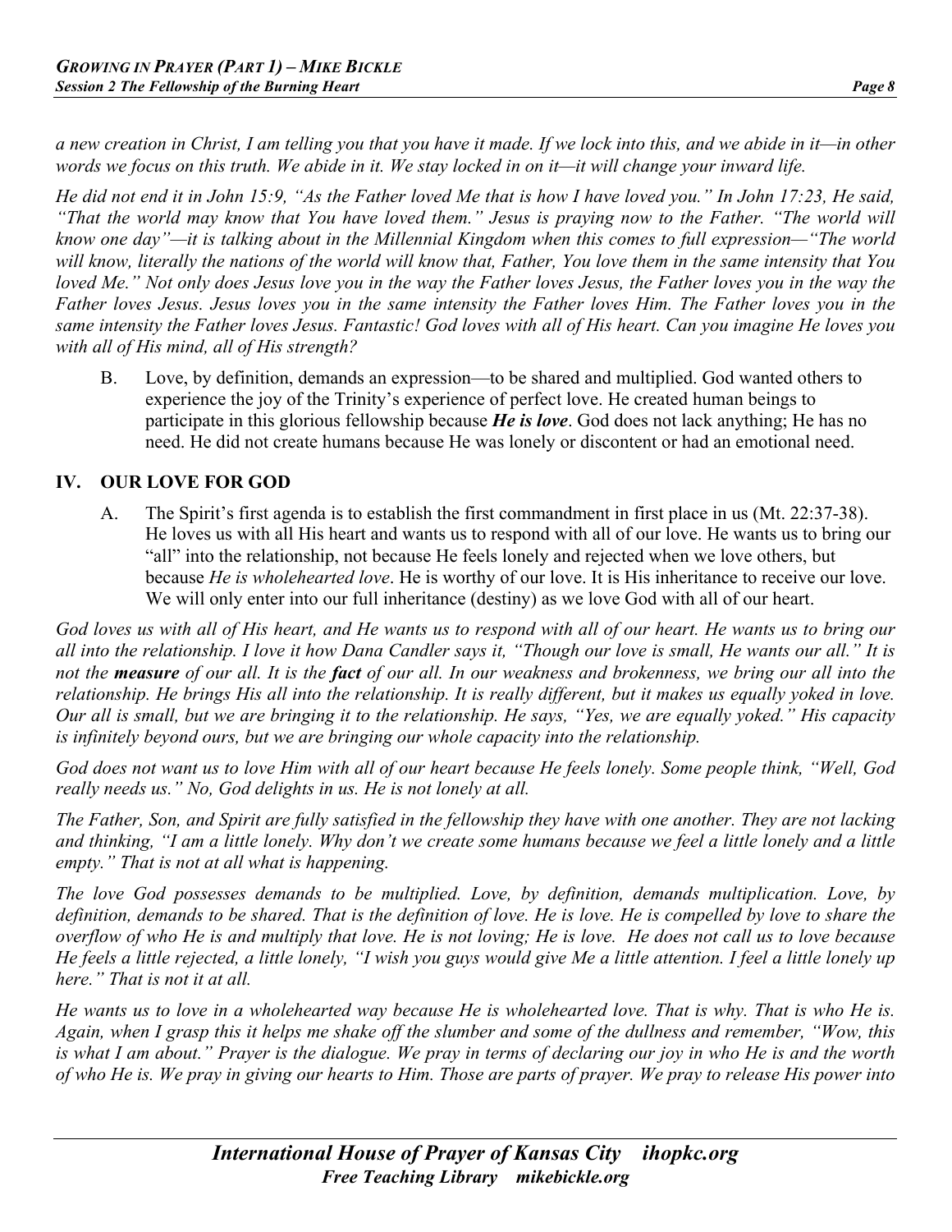*a new creation in Christ, I am telling you that you have it made. If we lock into this, and we abide in it—in other words we focus on this truth. We abide in it. We stay locked in on it—it will change your inward life.*

*He did not end it in John 15:9, "As the Father loved Me that is how I have loved you." In John 17:23, He said, "That the world may know that You have loved them." Jesus is praying now to the Father. "The world will know one day"—it is talking about in the Millennial Kingdom when this comes to full expression—"The world will know, literally the nations of the world will know that, Father, You love them in the same intensity that You loved Me." Not only does Jesus love you in the way the Father loves Jesus, the Father loves you in the way the Father loves Jesus. Jesus loves you in the same intensity the Father loves Him. The Father loves you in the same intensity the Father loves Jesus. Fantastic! God loves with all of His heart. Can you imagine He loves you with all of His mind, all of His strength?*

B. Love, by definition, demands an expression—to be shared and multiplied. God wanted others to experience the joy of the Trinity's experience of perfect love. He created human beings to participate in this glorious fellowship because ***He is love***. God does not lack anything; He has no need. He did not create humans because He was lonely or discontent or had an emotional need.

## IV. OUR LOVE FOR GOD

A. The Spirit's first agenda is to establish the first commandment in first place in us (Mt. 22:37-38). He loves us with all His heart and wants us to respond with all of our love. He wants us to bring our "all" into the relationship, not because He feels lonely and rejected when we love others, but because *He is wholehearted love*. He is worthy of our love. It is His inheritance to receive our love. We will only enter into our full inheritance (destiny) as we love God with all of our heart.

*God loves us with all of His heart, and He wants us to respond with all of our heart. He wants us to bring our all into the relationship. I love it how Dana Candler says it, "Though our love is small, He wants our all." It is not the **measure** of our all. It is the **fact** of our all. In our weakness and brokenness, we bring our all into the relationship. He brings His all into the relationship. It is really different, but it makes us equally yoked in love. Our all is small, but we are bringing it to the relationship. He says, "Yes, we are equally yoked." His capacity is infinitely beyond ours, but we are bringing our whole capacity into the relationship.*

*God does not want us to love Him with all of our heart because He feels lonely. Some people think, "Well, God really needs us." No, God delights in us. He is not lonely at all.*

*The Father, Son, and Spirit are fully satisfied in the fellowship they have with one another. They are not lacking and thinking, "I am a little lonely. Why don't we create some humans because we feel a little lonely and a little empty." That is not at all what is happening.*

*The love God possesses demands to be multiplied. Love, by definition, demands multiplication. Love, by definition, demands to be shared. That is the definition of love. He is love. He is compelled by love to share the overflow of who He is and multiply that love. He is not loving; He is love. He does not call us to love because He feels a little rejected, a little lonely, "I wish you guys would give Me a little attention. I feel a little lonely up here." That is not it at all.*

*He wants us to love in a wholehearted way because He is wholehearted love. That is why. That is who He is. Again, when I grasp this it helps me shake off the slumber and some of the dullness and remember, "Wow, this is what I am about." Prayer is the dialogue. We pray in terms of declaring our joy in who He is and the worth of who He is. We pray in giving our hearts to Him. Those are parts of prayer. We pray to release His power into*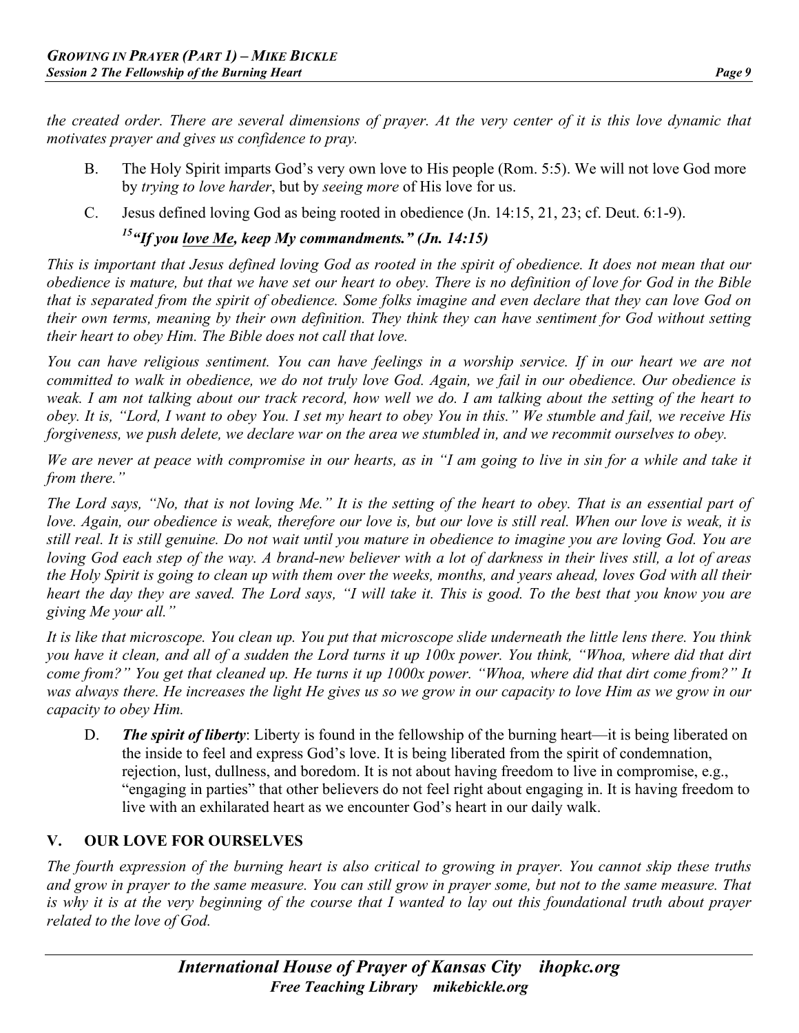*the created order. There are several dimensions of prayer. At the very center of it is this love dynamic that motivates prayer and gives us confidence to pray.*

B. The Holy Spirit imparts God's very own love to His people (Rom. 5:5). We will not love God more by *trying to love harder*, but by *seeing more* of His love for us.

C. Jesus defined loving God as being rooted in obedience (Jn. 14:15, 21, 23; cf. Deut. 6:1-9).

***[15]"If you <u>love Me</u>, keep My commandments." (Jn. 14:15)***

*This is important that Jesus defined loving God as rooted in the spirit of obedience. It does not mean that our obedience is mature, but that we have set our heart to obey. There is no definition of love for God in the Bible that is separated from the spirit of obedience. Some folks imagine and even declare that they can love God on their own terms, meaning by their own definition. They think they can have sentiment for God without setting their heart to obey Him. The Bible does not call that love.*

*You can have religious sentiment. You can have feelings in a worship service. If in our heart we are not committed to walk in obedience, we do not truly love God. Again, we fail in our obedience. Our obedience is weak. I am not talking about our track record, how well we do. I am talking about the setting of the heart to obey. It is, "Lord, I want to obey You. I set my heart to obey You in this." We stumble and fail, we receive His forgiveness, we push delete, we declare war on the area we stumbled in, and we recommit ourselves to obey.*

*We are never at peace with compromise in our hearts, as in "I am going to live in sin for a while and take it from there."*

*The Lord says, "No, that is not loving Me." It is the setting of the heart to obey. That is an essential part of love. Again, our obedience is weak, therefore our love is, but our love is still real. When our love is weak, it is still real. It is still genuine. Do not wait until you mature in obedience to imagine you are loving God. You are loving God each step of the way. A brand-new believer with a lot of darkness in their lives still, a lot of areas the Holy Spirit is going to clean up with them over the weeks, months, and years ahead, loves God with all their heart the day they are saved. The Lord says, "I will take it. This is good. To the best that you know you are giving Me your all."*

*It is like that microscope. You clean up. You put that microscope slide underneath the little lens there. You think you have it clean, and all of a sudden the Lord turns it up 100x power. You think, "Whoa, where did that dirt come from?" You get that cleaned up. He turns it up 1000x power. "Whoa, where did that dirt come from?" It was always there. He increases the light He gives us so we grow in our capacity to love Him as we grow in our capacity to obey Him.*

D. ***The spirit of liberty***: Liberty is found in the fellowship of the burning heart—it is being liberated on the inside to feel and express God's love. It is being liberated from the spirit of condemnation, rejection, lust, dullness, and boredom. It is not about having freedom to live in compromise, e.g., "engaging in parties" that other believers do not feel right about engaging in. It is having freedom to live with an exhilarated heart as we encounter God's heart in our daily walk.

## V. OUR LOVE FOR OURSELVES

*The fourth expression of the burning heart is also critical to growing in prayer. You cannot skip these truths and grow in prayer to the same measure. You can still grow in prayer some, but not to the same measure. That is why it is at the very beginning of the course that I wanted to lay out this foundational truth about prayer related to the love of God.*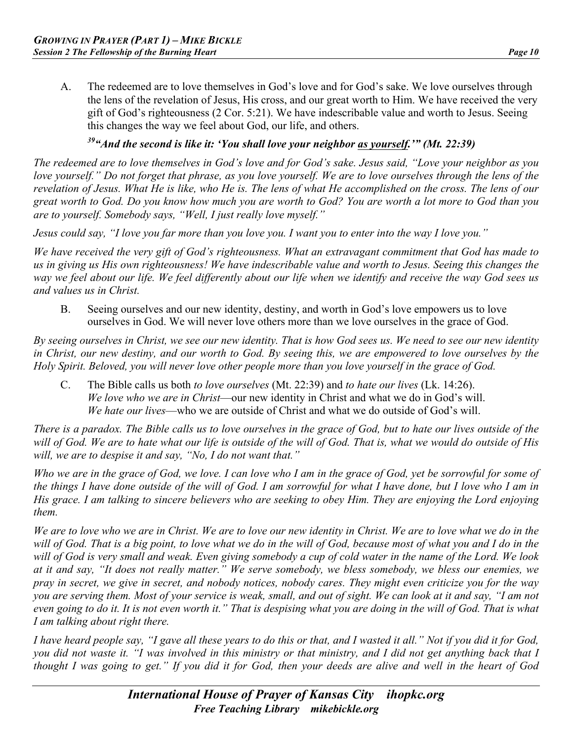A. The redeemed are to love themselves in God's love and for God's sake. We love ourselves through the lens of the revelation of Jesus, His cross, and our great worth to Him. We have received the very gift of God's righteousness (2 Cor. 5:21). We have indescribable value and worth to Jesus. Seeing this changes the way we feel about God, our life, and others.

***[39]"And the second is like it: 'You shall love your neighbor as yourself.'" (Mt. 22:39)***

*The redeemed are to love themselves in God's love and for God's sake. Jesus said, "Love your neighbor as you love yourself." Do not forget that phrase, as you love yourself. We are to love ourselves through the lens of the revelation of Jesus. What He is like, who He is. The lens of what He accomplished on the cross. The lens of our great worth to God. Do you know how much you are worth to God? You are worth a lot more to God than you are to yourself. Somebody says, "Well, I just really love myself."*

*Jesus could say, "I love you far more than you love you. I want you to enter into the way I love you."*

*We have received the very gift of God's righteousness. What an extravagant commitment that God has made to us in giving us His own righteousness! We have indescribable value and worth to Jesus. Seeing this changes the way we feel about our life. We feel differently about our life when we identify and receive the way God sees us and values us in Christ.*

B. Seeing ourselves and our new identity, destiny, and worth in God's love empowers us to love ourselves in God. We will never love others more than we love ourselves in the grace of God.

*By seeing ourselves in Christ, we see our new identity. That is how God sees us. We need to see our new identity in Christ, our new destiny, and our worth to God. By seeing this, we are empowered to love ourselves by the Holy Spirit. Beloved, you will never love other people more than you love yourself in the grace of God.*

C. The Bible calls us both *to love ourselves* (Mt. 22:39) and *to hate our lives* (Lk. 14:26).
*We love who we are in Christ*—our new identity in Christ and what we do in God's will.
*We hate our lives*—who we are outside of Christ and what we do outside of God's will.

*There is a paradox. The Bible calls us to love ourselves in the grace of God, but to hate our lives outside of the will of God. We are to hate what our life is outside of the will of God. That is, what we would do outside of His will, we are to despise it and say, "No, I do not want that."*

*Who we are in the grace of God, we love. I can love who I am in the grace of God, yet be sorrowful for some of the things I have done outside of the will of God. I am sorrowful for what I have done, but I love who I am in His grace. I am talking to sincere believers who are seeking to obey Him. They are enjoying the Lord enjoying them.*

*We are to love who we are in Christ. We are to love our new identity in Christ. We are to love what we do in the will of God. That is a big point, to love what we do in the will of God, because most of what you and I do in the will of God is very small and weak. Even giving somebody a cup of cold water in the name of the Lord. We look at it and say, "It does not really matter." We serve somebody, we bless somebody, we bless our enemies, we pray in secret, we give in secret, and nobody notices, nobody cares. They might even criticize you for the way you are serving them. Most of your service is weak, small, and out of sight. We can look at it and say, "I am not even going to do it. It is not even worth it." That is despising what you are doing in the will of God. That is what I am talking about right there.*

*I have heard people say, "I gave all these years to do this or that, and I wasted it all." Not if you did it for God, you did not waste it. "I was involved in this ministry or that ministry, and I did not get anything back that I thought I was going to get." If you did it for God, then your deeds are alive and well in the heart of God*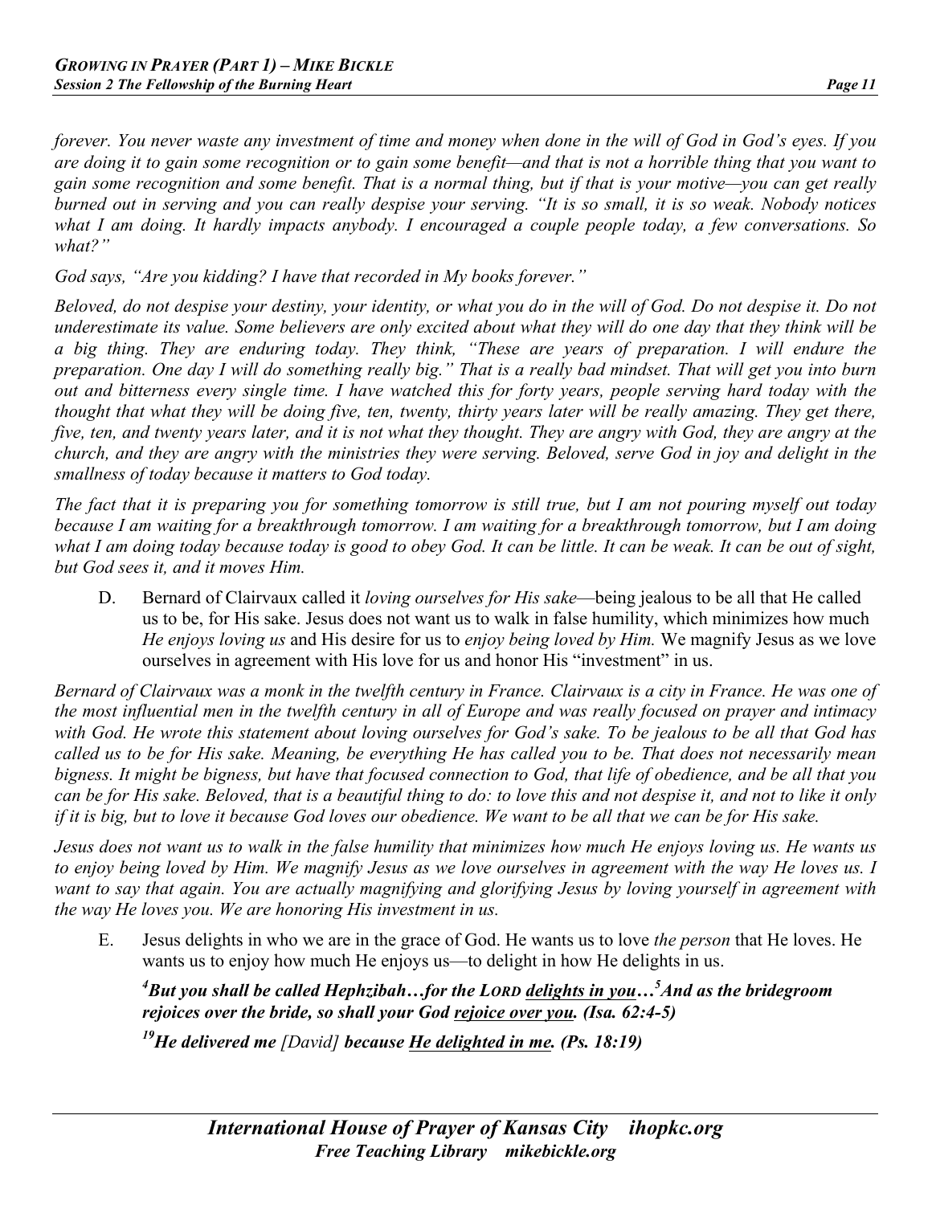*forever. You never waste any investment of time and money when done in the will of God in God's eyes. If you are doing it to gain some recognition or to gain some benefit—and that is not a horrible thing that you want to gain some recognition and some benefit. That is a normal thing, but if that is your motive—you can get really burned out in serving and you can really despise your serving. "It is so small, it is so weak. Nobody notices what I am doing. It hardly impacts anybody. I encouraged a couple people today, a few conversations. So what?"*

*God says, "Are you kidding? I have that recorded in My books forever."*

*Beloved, do not despise your destiny, your identity, or what you do in the will of God. Do not despise it. Do not underestimate its value. Some believers are only excited about what they will do one day that they think will be a big thing. They are enduring today. They think, "These are years of preparation. I will endure the preparation. One day I will do something really big." That is a really bad mindset. That will get you into burn out and bitterness every single time. I have watched this for forty years, people serving hard today with the thought that what they will be doing five, ten, twenty, thirty years later will be really amazing. They get there, five, ten, and twenty years later, and it is not what they thought. They are angry with God, they are angry at the church, and they are angry with the ministries they were serving. Beloved, serve God in joy and delight in the smallness of today because it matters to God today.*

*The fact that it is preparing you for something tomorrow is still true, but I am not pouring myself out today because I am waiting for a breakthrough tomorrow. I am waiting for a breakthrough tomorrow, but I am doing what I am doing today because today is good to obey God. It can be little. It can be weak. It can be out of sight, but God sees it, and it moves Him.*

D. Bernard of Clairvaux called it *loving ourselves for His sake*—being jealous to be all that He called us to be, for His sake. Jesus does not want us to walk in false humility, which minimizes how much *He enjoys loving us* and His desire for us to *enjoy being loved by Him.* We magnify Jesus as we love ourselves in agreement with His love for us and honor His "investment" in us.

*Bernard of Clairvaux was a monk in the twelfth century in France. Clairvaux is a city in France. He was one of the most influential men in the twelfth century in all of Europe and was really focused on prayer and intimacy with God. He wrote this statement about loving ourselves for God's sake. To be jealous to be all that God has called us to be for His sake. Meaning, be everything He has called you to be. That does not necessarily mean bigness. It might be bigness, but have that focused connection to God, that life of obedience, and be all that you can be for His sake. Beloved, that is a beautiful thing to do: to love this and not despise it, and not to like it only if it is big, but to love it because God loves our obedience. We want to be all that we can be for His sake.*

*Jesus does not want us to walk in the false humility that minimizes how much He enjoys loving us. He wants us to enjoy being loved by Him. We magnify Jesus as we love ourselves in agreement with the way He loves us. I want to say that again. You are actually magnifying and glorifying Jesus by loving yourself in agreement with the way He loves you. We are honoring His investment in us.*

E. Jesus delights in who we are in the grace of God. He wants us to love *the person* that He loves. He wants us to enjoy how much He enjoys us—to delight in how He delights in us.

***[4]But you shall be called Hephzibah…for the LORD <u>delights in you</u>…[5]And as the bridegroom rejoices over the bride, so shall your God <u>rejoice over you</u>. (Isa. 62:4-5)***

***[19]He delivered me** [David] **because <u>He delighted in me</u>. (Ps. 18:19)***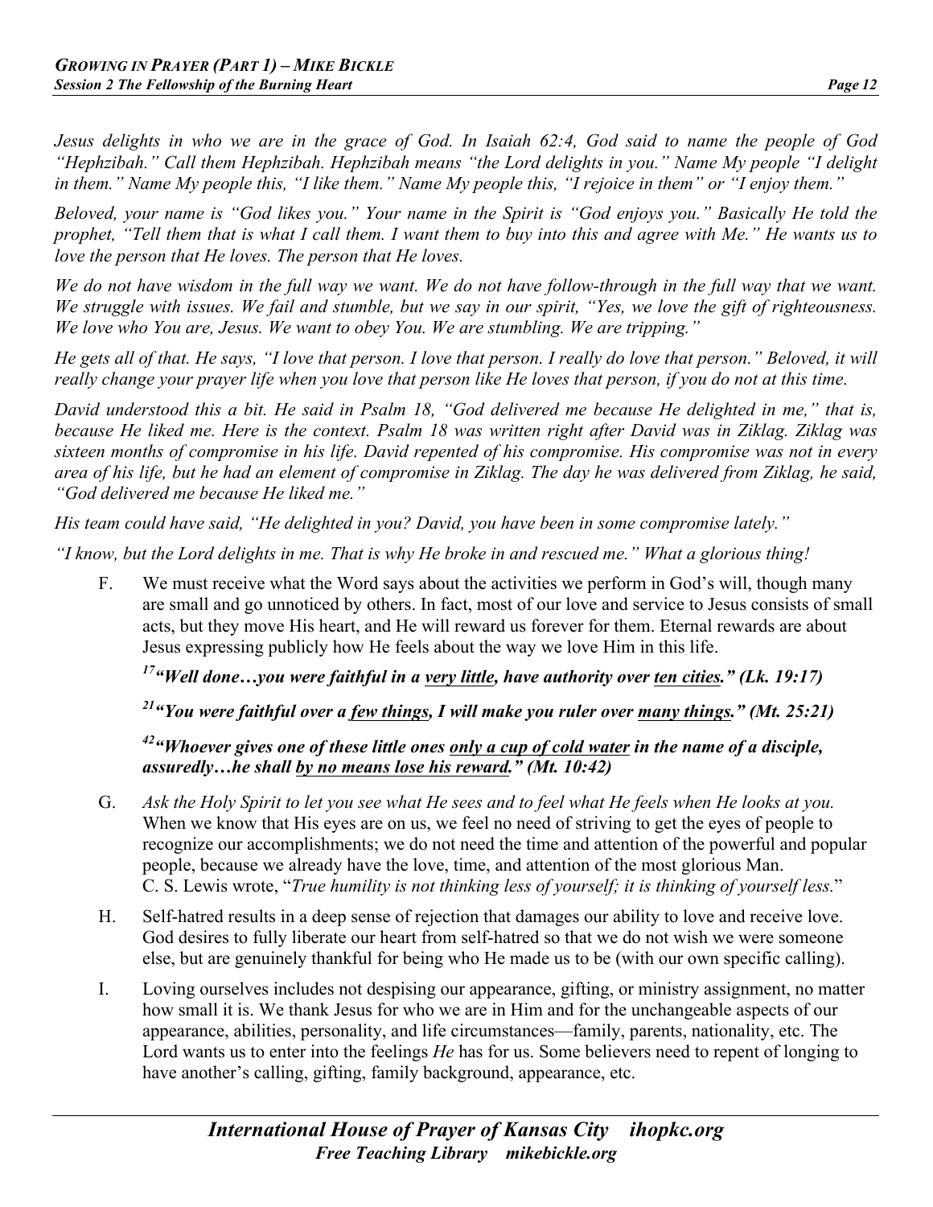*Jesus delights in who we are in the grace of God. In Isaiah 62:4, God said to name the people of God "Hephzibah." Call them Hephzibah. Hephzibah means "the Lord delights in you." Name My people "I delight in them." Name My people this, "I like them." Name My people this, "I rejoice in them" or "I enjoy them."*

*Beloved, your name is "God likes you." Your name in the Spirit is "God enjoys you." Basically He told the prophet, "Tell them that is what I call them. I want them to buy into this and agree with Me." He wants us to love the person that He loves. The person that He loves.*

*We do not have wisdom in the full way we want. We do not have follow-through in the full way that we want. We struggle with issues. We fail and stumble, but we say in our spirit, "Yes, we love the gift of righteousness. We love who You are, Jesus. We want to obey You. We are stumbling. We are tripping."*

*He gets all of that. He says, "I love that person. I love that person. I really do love that person." Beloved, it will really change your prayer life when you love that person like He loves that person, if you do not at this time.*

*David understood this a bit. He said in Psalm 18, "God delivered me because He delighted in me," that is, because He liked me. Here is the context. Psalm 18 was written right after David was in Ziklag. Ziklag was sixteen months of compromise in his life. David repented of his compromise. His compromise was not in every area of his life, but he had an element of compromise in Ziklag. The day he was delivered from Ziklag, he said, "God delivered me because He liked me."*

*His team could have said, "He delighted in you? David, you have been in some compromise lately."*

*"I know, but the Lord delights in me. That is why He broke in and rescued me." What a glorious thing!*

F. We must receive what the Word says about the activities we perform in God's will, though many are small and go unnoticed by others. In fact, most of our love and service to Jesus consists of small acts, but they move His heart, and He will reward us forever for them. Eternal rewards are about Jesus expressing publicly how He feels about the way we love Him in this life.

> ***[17]"Well done…you were faithful in a <u>very little</u>, have authority over <u>ten cities</u>." (Lk. 19:17)***
>
> ***[21]"You were faithful over a <u>few things</u>, I will make you ruler over <u>many things</u>." (Mt. 25:21)***
>
> ***[42]"Whoever gives one of these little ones <u>only a cup of cold water</u> in the name of a disciple, assuredly…he shall <u>by no means lose his reward</u>." (Mt. 10:42)***

G. *Ask the Holy Spirit to let you see what He sees and to feel what He feels when He looks at you.* When we know that His eyes are on us, we feel no need of striving to get the eyes of people to recognize our accomplishments; we do not need the time and attention of the powerful and popular people, because we already have the love, time, and attention of the most glorious Man. C. S. Lewis wrote, "*True humility is not thinking less of yourself; it is thinking of yourself less.*"

H. Self-hatred results in a deep sense of rejection that damages our ability to love and receive love. God desires to fully liberate our heart from self-hatred so that we do not wish we were someone else, but are genuinely thankful for being who He made us to be (with our own specific calling).

I. Loving ourselves includes not despising our appearance, gifting, or ministry assignment, no matter how small it is. We thank Jesus for who we are in Him and for the unchangeable aspects of our appearance, abilities, personality, and life circumstances—family, parents, nationality, etc. The Lord wants us to enter into the feelings *He* has for us. Some believers need to repent of longing to have another's calling, gifting, family background, appearance, etc.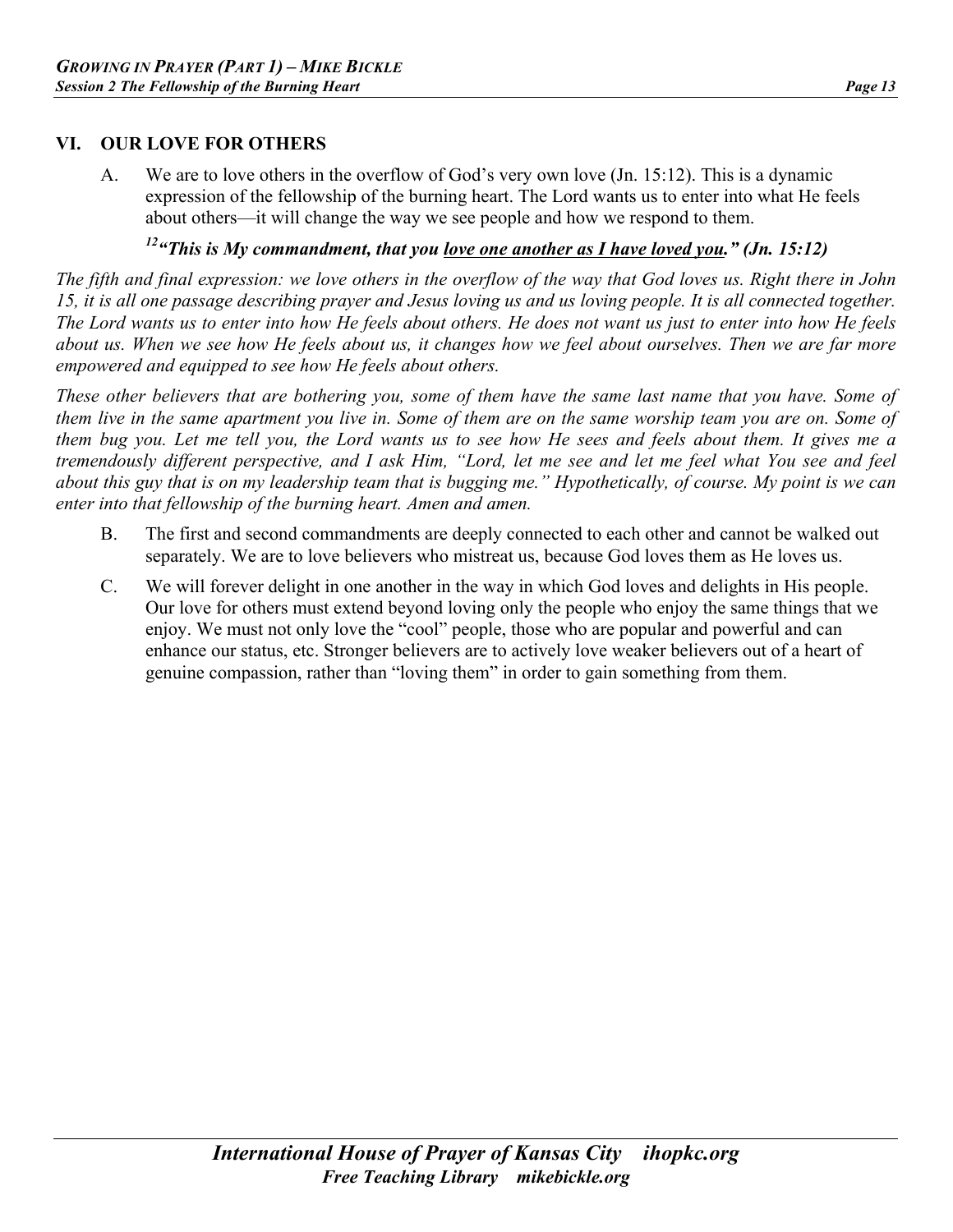## VI. OUR LOVE FOR OTHERS

A. We are to love others in the overflow of God's very own love (Jn. 15:12). This is a dynamic expression of the fellowship of the burning heart. The Lord wants us to enter into what He feels about others—it will change the way we see people and how we respond to them.

***[12] "This is My commandment, that you <u>love one another as I have loved you</u>." (Jn. 15:12)***

*The fifth and final expression: we love others in the overflow of the way that God loves us. Right there in John 15, it is all one passage describing prayer and Jesus loving us and us loving people. It is all connected together. The Lord wants us to enter into how He feels about others. He does not want us just to enter into how He feels about us. When we see how He feels about us, it changes how we feel about ourselves. Then we are far more empowered and equipped to see how He feels about others.*

*These other believers that are bothering you, some of them have the same last name that you have. Some of them live in the same apartment you live in. Some of them are on the same worship team you are on. Some of them bug you. Let me tell you, the Lord wants us to see how He sees and feels about them. It gives me a tremendously different perspective, and I ask Him, "Lord, let me see and let me feel what You see and feel about this guy that is on my leadership team that is bugging me." Hypothetically, of course. My point is we can enter into that fellowship of the burning heart. Amen and amen.*

B. The first and second commandments are deeply connected to each other and cannot be walked out separately. We are to love believers who mistreat us, because God loves them as He loves us.

C. We will forever delight in one another in the way in which God loves and delights in His people. Our love for others must extend beyond loving only the people who enjoy the same things that we enjoy. We must not only love the "cool" people, those who are popular and powerful and can enhance our status, etc. Stronger believers are to actively love weaker believers out of a heart of genuine compassion, rather than "loving them" in order to gain something from them.